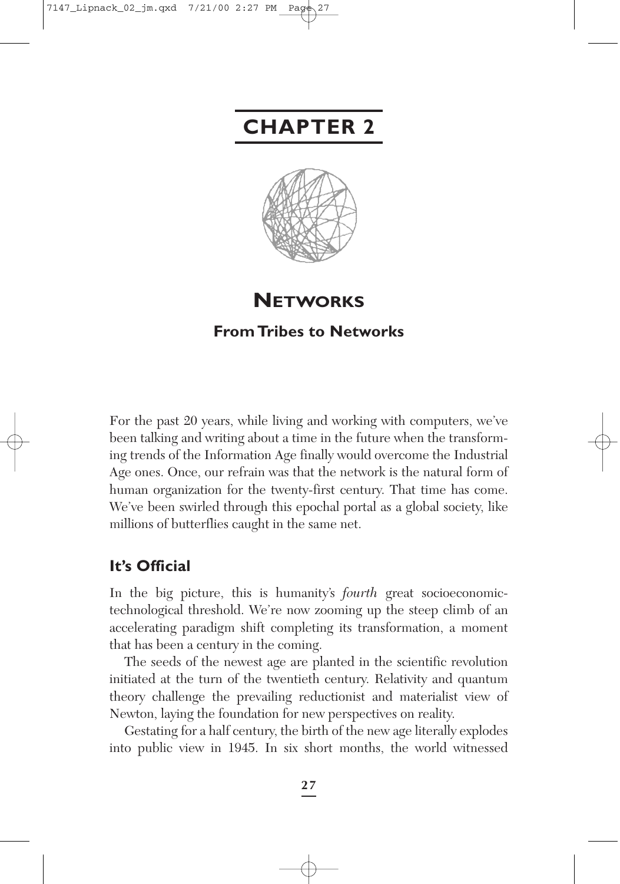# CHAPTER 2

## NETWORKS

### From Tribes to Networks

For the past 20 years, while living and working with computers, we've been talking and writing about a time in the future when the transforming trends of the Information Age finally would overcome the Industrial Age ones. Once, our refrain was that the network is the natural form of human organization for the twenty-first century. That time has come. We've been swirled through this epochal portal as a global society, like millions of butterflies caught in the same net.

### It's Official

In the big picture, this is humanity's *fourth* great socioeconomic-technological threshold. We're now zooming up the steep climb of an accelerating paradigm shift completing its transformation, a moment that has been a century in the coming.

The seeds of the newest age are planted in the scientific revolution initiated at the turn of the twentieth century. Relativity and quantum theory challenge the prevailing reductionist and materialist view of Newton, laying the foundation for new perspectives on reality.

Gestating for a half century, the birth of the new age literally explodes into public view in 1945. In six short months, the world witnessed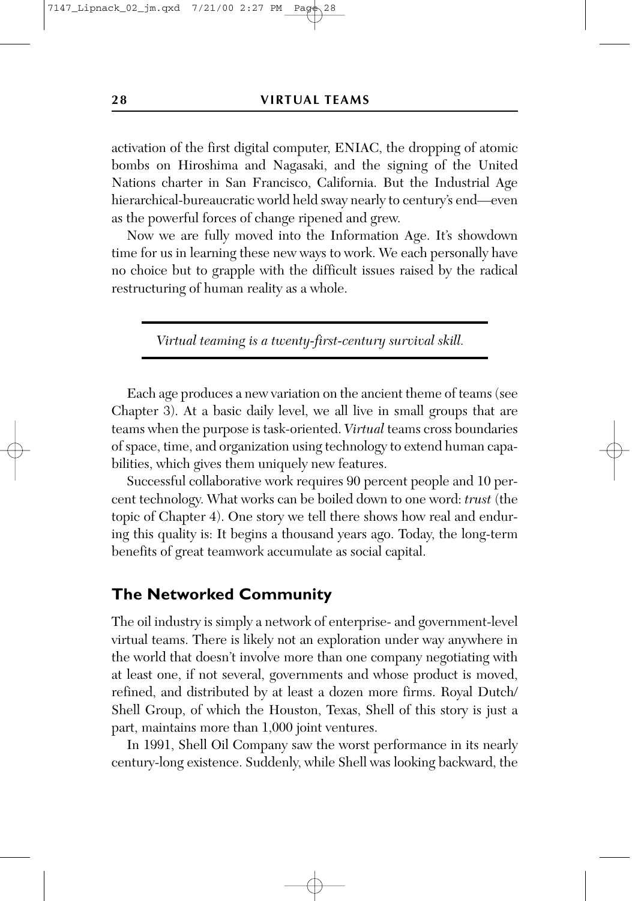activation of the first digital computer, ENIAC, the dropping of atomic bombs on Hiroshima and Nagasaki, and the signing of the United Nations charter in San Francisco, California. But the Industrial Age hierarchical-bureaucratic world held sway nearly to century's end—even as the powerful forces of change ripened and grew.

Now we are fully moved into the Information Age. It's showdown time for us in learning these new ways to work. We each personally have no choice but to grapple with the difficult issues raised by the radical restructuring of human reality as a whole.

---

*Virtual teaming is a twenty-first-century survival skill.*

---

Each age produces a new variation on the ancient theme of teams (see Chapter 3). At a basic daily level, we all live in small groups that are teams when the purpose is task-oriented. *Virtual* teams cross boundaries of space, time, and organization using technology to extend human capabilities, which gives them uniquely new features.

Successful collaborative work requires 90 percent people and 10 percent technology. What works can be boiled down to one word: *trust* (the topic of Chapter 4). One story we tell there shows how real and enduring this quality is: It begins a thousand years ago. Today, the long-term benefits of great teamwork accumulate as social capital.

## The Networked Community

The oil industry is simply a network of enterprise- and government-level virtual teams. There is likely not an exploration under way anywhere in the world that doesn't involve more than one company negotiating with at least one, if not several, governments and whose product is moved, refined, and distributed by at least a dozen more firms. Royal Dutch/Shell Group, of which the Houston, Texas, Shell of this story is just a part, maintains more than 1,000 joint ventures.

In 1991, Shell Oil Company saw the worst performance in its nearly century-long existence. Suddenly, while Shell was looking backward, the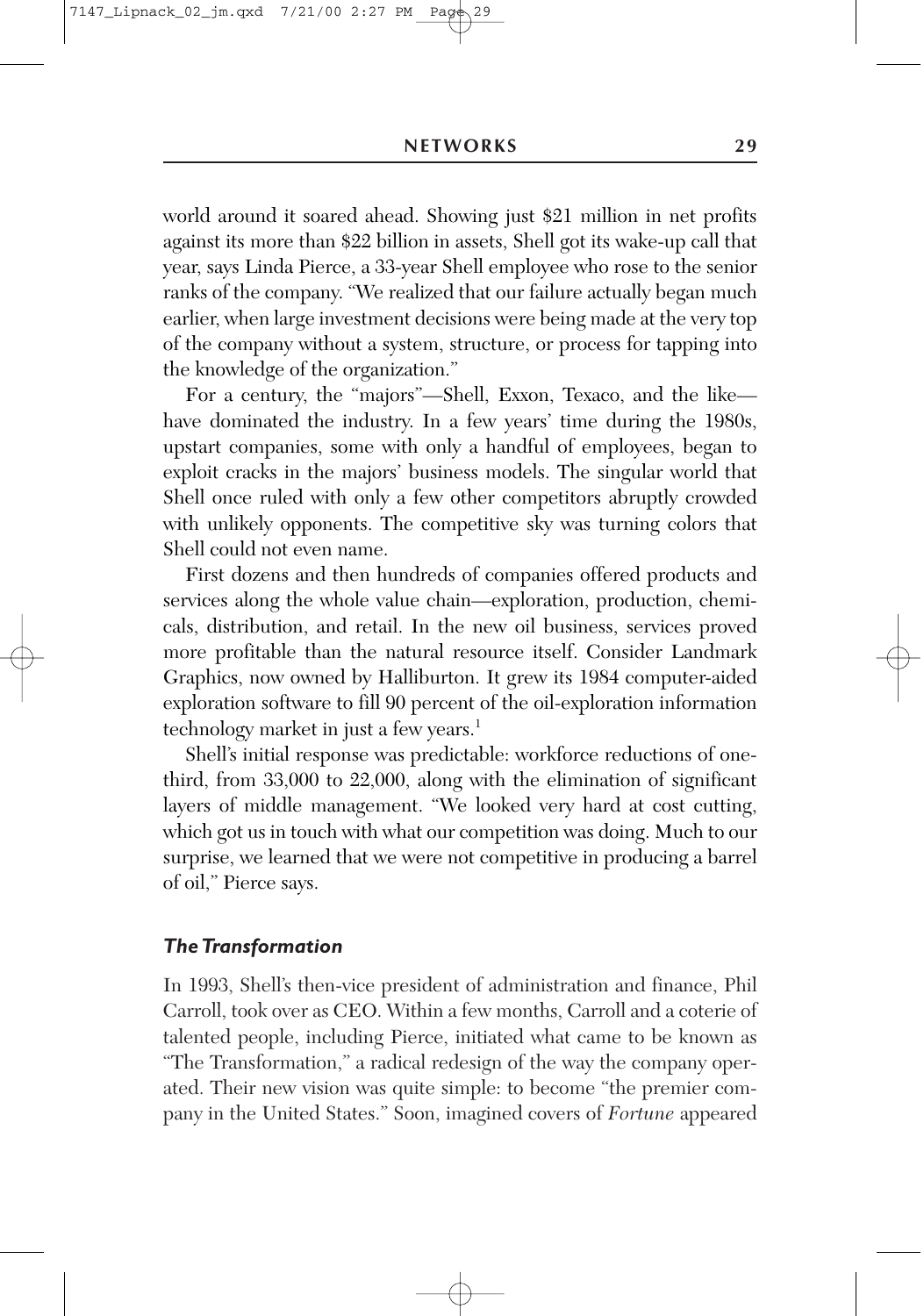world around it soared ahead. Showing just $21 million in net profits against its more than $22 billion in assets, Shell got its wake-up call that year, says Linda Pierce, a 33-year Shell employee who rose to the senior ranks of the company. "We realized that our failure actually began much earlier, when large investment decisions were being made at the very top of the company without a system, structure, or process for tapping into the knowledge of the organization."

For a century, the "majors"—Shell, Exxon, Texaco, and the like—have dominated the industry. In a few years' time during the 1980s, upstart companies, some with only a handful of employees, began to exploit cracks in the majors' business models. The singular world that Shell once ruled with only a few other competitors abruptly crowded with unlikely opponents. The competitive sky was turning colors that Shell could not even name.

First dozens and then hundreds of companies offered products and services along the whole value chain—exploration, production, chemicals, distribution, and retail. In the new oil business, services proved more profitable than the natural resource itself. Consider Landmark Graphics, now owned by Halliburton. It grew its 1984 computer-aided exploration software to fill 90 percent of the oil-exploration information technology market in just a few years.[1]

Shell's initial response was predictable: workforce reductions of one-third, from 33,000 to 22,000, along with the elimination of significant layers of middle management. "We looked very hard at cost cutting, which got us in touch with what our competition was doing. Much to our surprise, we learned that we were not competitive in producing a barrel of oil," Pierce says.

### *The Transformation*

In 1993, Shell's then-vice president of administration and finance, Phil Carroll, took over as CEO. Within a few months, Carroll and a coterie of talented people, including Pierce, initiated what came to be known as "The Transformation," a radical redesign of the way the company operated. Their new vision was quite simple: to become "the premier company in the United States." Soon, imagined covers of *Fortune* appeared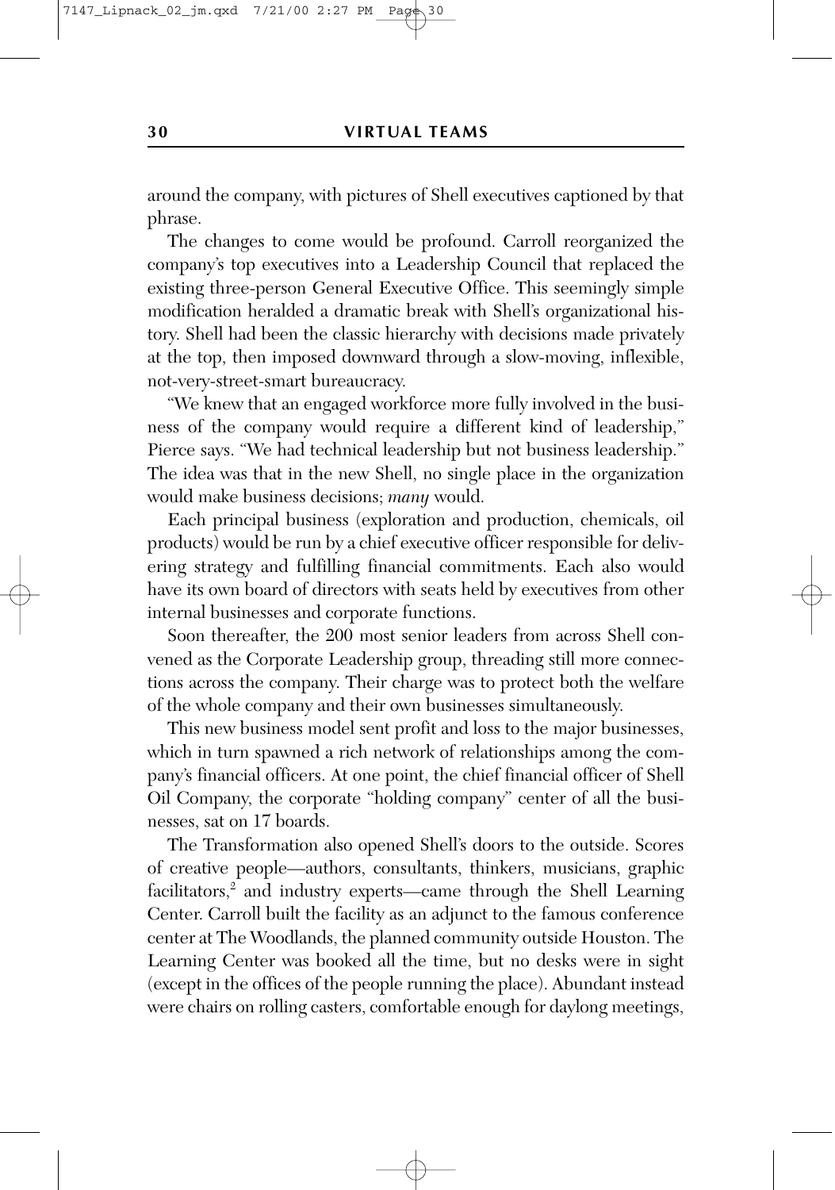around the company, with pictures of Shell executives captioned by that phrase.

The changes to come would be profound. Carroll reorganized the company's top executives into a Leadership Council that replaced the existing three-person General Executive Office. This seemingly simple modification heralded a dramatic break with Shell's organizational history. Shell had been the classic hierarchy with decisions made privately at the top, then imposed downward through a slow-moving, inflexible, not-very-street-smart bureaucracy.

"We knew that an engaged workforce more fully involved in the business of the company would require a different kind of leadership," Pierce says. "We had technical leadership but not business leadership." The idea was that in the new Shell, no single place in the organization would make business decisions; *many* would.

Each principal business (exploration and production, chemicals, oil products) would be run by a chief executive officer responsible for delivering strategy and fulfilling financial commitments. Each also would have its own board of directors with seats held by executives from other internal businesses and corporate functions.

Soon thereafter, the 200 most senior leaders from across Shell convened as the Corporate Leadership group, threading still more connections across the company. Their charge was to protect both the welfare of the whole company and their own businesses simultaneously.

This new business model sent profit and loss to the major businesses, which in turn spawned a rich network of relationships among the company's financial officers. At one point, the chief financial officer of Shell Oil Company, the corporate "holding company" center of all the businesses, sat on 17 boards.

The Transformation also opened Shell's doors to the outside. Scores of creative people—authors, consultants, thinkers, musicians, graphic facilitators,[2] and industry experts—came through the Shell Learning Center. Carroll built the facility as an adjunct to the famous conference center at The Woodlands, the planned community outside Houston. The Learning Center was booked all the time, but no desks were in sight (except in the offices of the people running the place). Abundant instead were chairs on rolling casters, comfortable enough for daylong meetings,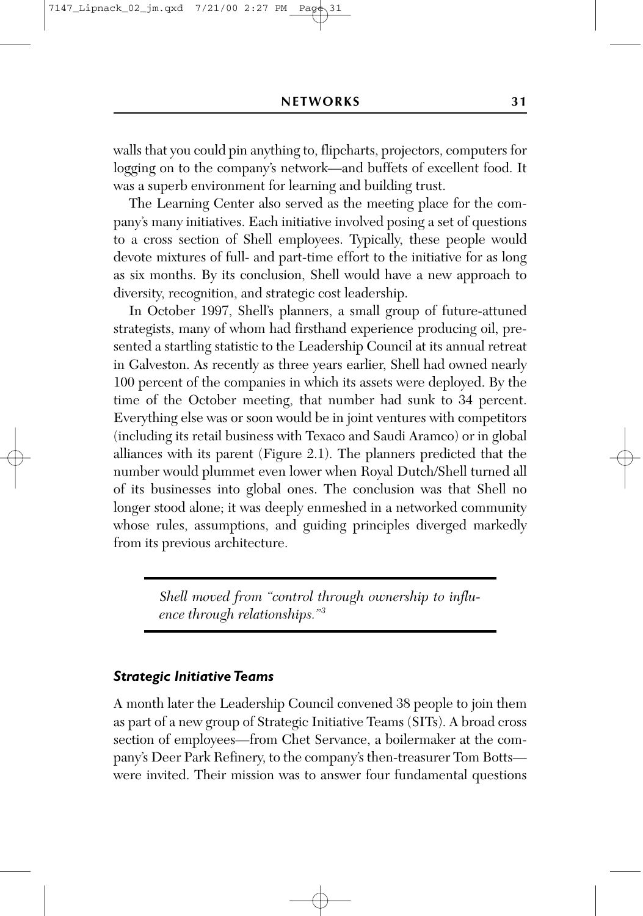walls that you could pin anything to, flipcharts, projectors, computers for logging on to the company's network—and buffets of excellent food. It was a superb environment for learning and building trust.

The Learning Center also served as the meeting place for the company's many initiatives. Each initiative involved posing a set of questions to a cross section of Shell employees. Typically, these people would devote mixtures of full- and part-time effort to the initiative for as long as six months. By its conclusion, Shell would have a new approach to diversity, recognition, and strategic cost leadership.

In October 1997, Shell's planners, a small group of future-attuned strategists, many of whom had firsthand experience producing oil, presented a startling statistic to the Leadership Council at its annual retreat in Galveston. As recently as three years earlier, Shell had owned nearly 100 percent of the companies in which its assets were deployed. By the time of the October meeting, that number had sunk to 34 percent. Everything else was or soon would be in joint ventures with competitors (including its retail business with Texaco and Saudi Aramco) or in global alliances with its parent (Figure 2.1). The planners predicted that the number would plummet even lower when Royal Dutch/Shell turned all of its businesses into global ones. The conclusion was that Shell no longer stood alone; it was deeply enmeshed in a networked community whose rules, assumptions, and guiding principles diverged markedly from its previous architecture.

> *Shell moved from "control through ownership to influence through relationships."[3]*

### ***Strategic Initiative Teams***

A month later the Leadership Council convened 38 people to join them as part of a new group of Strategic Initiative Teams (SITs). A broad cross section of employees—from Chet Servance, a boilermaker at the company's Deer Park Refinery, to the company's then-treasurer Tom Botts—were invited. Their mission was to answer four fundamental questions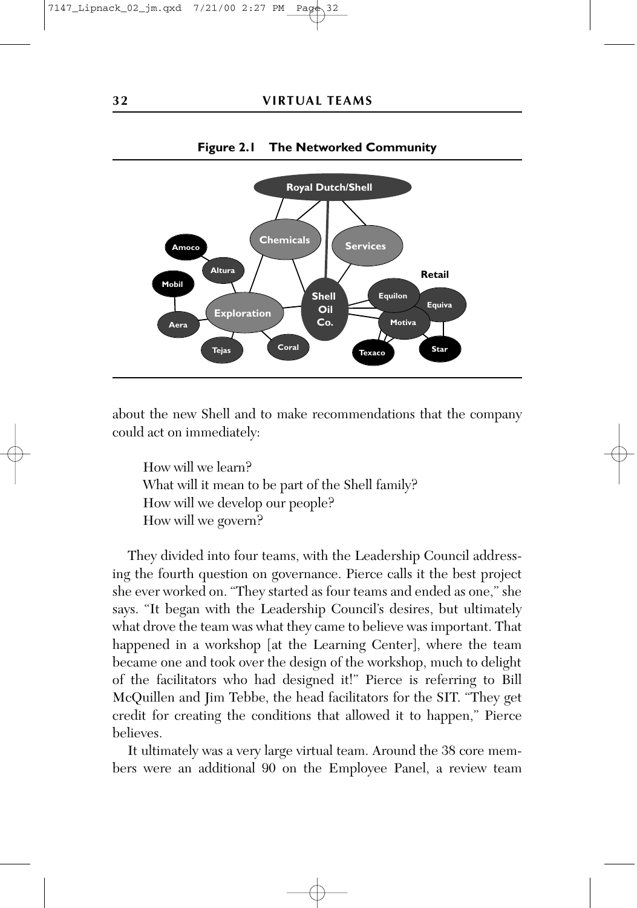**Figure 2.1 The Networked Community**

about the new Shell and to make recommendations that the company could act on immediately:

> How will we learn?
> What will it mean to be part of the Shell family?
> How will we develop our people?
> How will we govern?

They divided into four teams, with the Leadership Council addressing the fourth question on governance. Pierce calls it the best project she ever worked on. "They started as four teams and ended as one," she says. "It began with the Leadership Council's desires, but ultimately what drove the team was what they came to believe was important. That happened in a workshop [at the Learning Center], where the team became one and took over the design of the workshop, much to delight of the facilitators who had designed it!" Pierce is referring to Bill McQuillen and Jim Tebbe, the head facilitators for the SIT. "They get credit for creating the conditions that allowed it to happen," Pierce believes.

It ultimately was a very large virtual team. Around the 38 core members were an additional 90 on the Employee Panel, a review team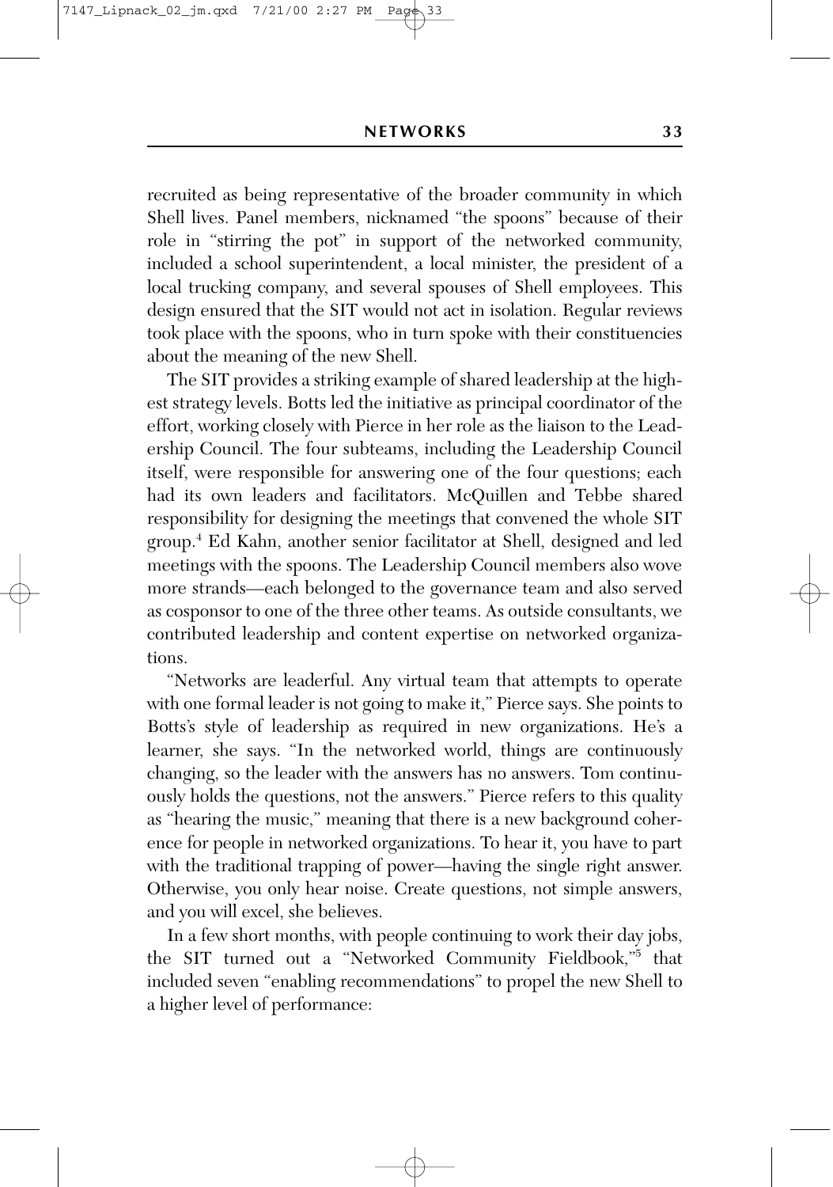recruited as being representative of the broader community in which Shell lives. Panel members, nicknamed "the spoons" because of their role in "stirring the pot" in support of the networked community, included a school superintendent, a local minister, the president of a local trucking company, and several spouses of Shell employees. This design ensured that the SIT would not act in isolation. Regular reviews took place with the spoons, who in turn spoke with their constituencies about the meaning of the new Shell.

The SIT provides a striking example of shared leadership at the highest strategy levels. Botts led the initiative as principal coordinator of the effort, working closely with Pierce in her role as the liaison to the Leadership Council. The four subteams, including the Leadership Council itself, were responsible for answering one of the four questions; each had its own leaders and facilitators. McQuillen and Tebbe shared responsibility for designing the meetings that convened the whole SIT group.[4] Ed Kahn, another senior facilitator at Shell, designed and led meetings with the spoons. The Leadership Council members also wove more strands—each belonged to the governance team and also served as cosponsor to one of the three other teams. As outside consultants, we contributed leadership and content expertise on networked organizations.

"Networks are leaderful. Any virtual team that attempts to operate with one formal leader is not going to make it," Pierce says. She points to Botts's style of leadership as required in new organizations. He's a learner, she says. "In the networked world, things are continuously changing, so the leader with the answers has no answers. Tom continuously holds the questions, not the answers." Pierce refers to this quality as "hearing the music," meaning that there is a new background coherence for people in networked organizations. To hear it, you have to part with the traditional trapping of power—having the single right answer. Otherwise, you only hear noise. Create questions, not simple answers, and you will excel, she believes.

In a few short months, with people continuing to work their day jobs, the SIT turned out a "Networked Community Fieldbook,"[5] that included seven "enabling recommendations" to propel the new Shell to a higher level of performance: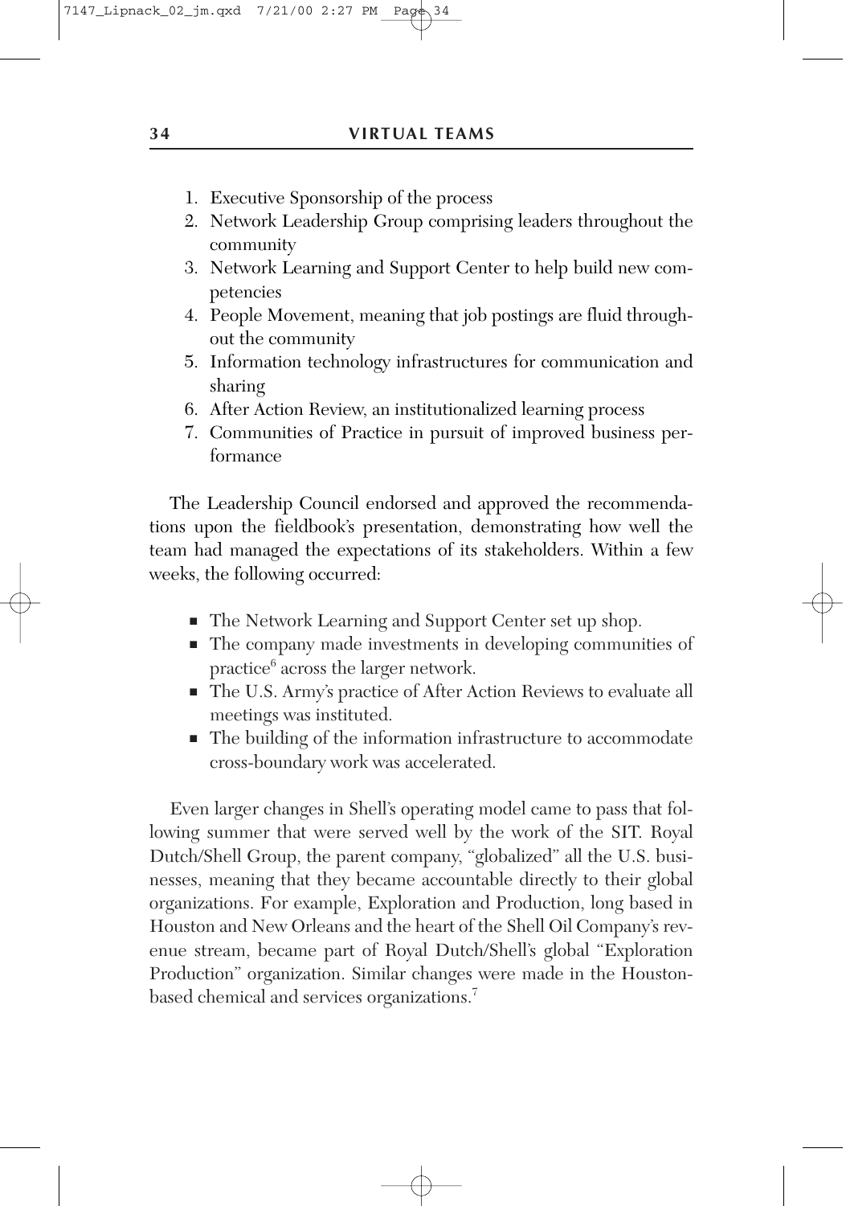1. Executive Sponsorship of the process
2. Network Leadership Group comprising leaders throughout the community
3. Network Learning and Support Center to help build new competencies
4. People Movement, meaning that job postings are fluid throughout the community
5. Information technology infrastructures for communication and sharing
6. After Action Review, an institutionalized learning process
7. Communities of Practice in pursuit of improved business performance

The Leadership Council endorsed and approved the recommendations upon the fieldbook's presentation, demonstrating how well the team had managed the expectations of its stakeholders. Within a few weeks, the following occurred:

- The Network Learning and Support Center set up shop.
- The company made investments in developing communities of practice[6] across the larger network.
- The U.S. Army's practice of After Action Reviews to evaluate all meetings was instituted.
- The building of the information infrastructure to accommodate cross-boundary work was accelerated.

Even larger changes in Shell's operating model came to pass that following summer that were served well by the work of the SIT. Royal Dutch/Shell Group, the parent company, "globalized" all the U.S. businesses, meaning that they became accountable directly to their global organizations. For example, Exploration and Production, long based in Houston and New Orleans and the heart of the Shell Oil Company's revenue stream, became part of Royal Dutch/Shell's global "Exploration Production" organization. Similar changes were made in the Houston-based chemical and services organizations.[7]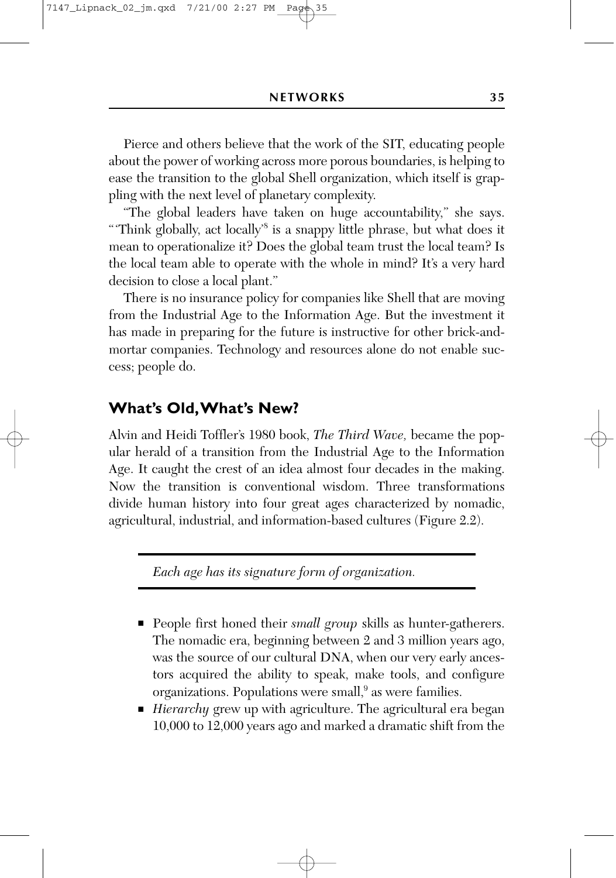Pierce and others believe that the work of the SIT, educating people about the power of working across more porous boundaries, is helping to ease the transition to the global Shell organization, which itself is grappling with the next level of planetary complexity.

"The global leaders have taken on huge accountability," she says. "'Think globally, act locally'[8] is a snappy little phrase, but what does it mean to operationalize it? Does the global team trust the local team? Is the local team able to operate with the whole in mind? It's a very hard decision to close a local plant."

There is no insurance policy for companies like Shell that are moving from the Industrial Age to the Information Age. But the investment it has made in preparing for the future is instructive for other brick-and-mortar companies. Technology and resources alone do not enable success; people do.

## What's Old, What's New?

Alvin and Heidi Toffler's 1980 book, *The Third Wave,* became the popular herald of a transition from the Industrial Age to the Information Age. It caught the crest of an idea almost four decades in the making. Now the transition is conventional wisdom. Three transformations divide human history into four great ages characterized by nomadic, agricultural, industrial, and information-based cultures (Figure 2.2).

*Each age has its signature form of organization.*

- People first honed their *small group* skills as hunter-gatherers. The nomadic era, beginning between 2 and 3 million years ago, was the source of our cultural DNA, when our very early ancestors acquired the ability to speak, make tools, and configure organizations. Populations were small,[9] as were families.
- *Hierarchy* grew up with agriculture. The agricultural era began 10,000 to 12,000 years ago and marked a dramatic shift from the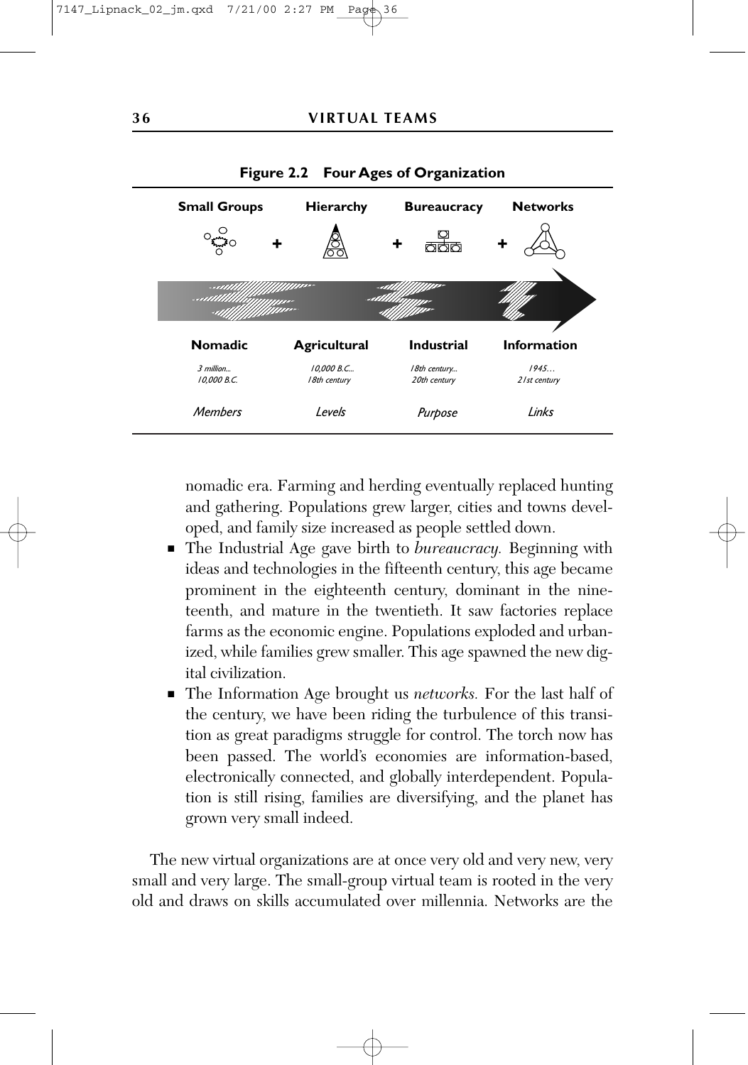**Figure 2.2 Four Ages of Organization**

| Small Groups | Hierarchy | Bureaucracy | Networks |
|---|---|---|---|
| **Nomadic** | **Agricultural** | **Industrial** | **Information** |
| *3 million... 10,000 B.C.* | *10,000 B.C... 18th century* | *18th century... 20th century* | *1945… 21st century* |
| *Members* | *Levels* | *Purpose* | *Links* |

nomadic era. Farming and herding eventually replaced hunting and gathering. Populations grew larger, cities and towns developed, and family size increased as people settled down.

- The Industrial Age gave birth to *bureaucracy.* Beginning with ideas and technologies in the fifteenth century, this age became prominent in the eighteenth century, dominant in the nineteenth, and mature in the twentieth. It saw factories replace farms as the economic engine. Populations exploded and urbanized, while families grew smaller. This age spawned the new digital civilization.
- The Information Age brought us *networks.* For the last half of the century, we have been riding the turbulence of this transition as great paradigms struggle for control. The torch now has been passed. The world's economies are information-based, electronically connected, and globally interdependent. Population is still rising, families are diversifying, and the planet has grown very small indeed.

The new virtual organizations are at once very old and very new, very small and very large. The small-group virtual team is rooted in the very old and draws on skills accumulated over millennia. Networks are the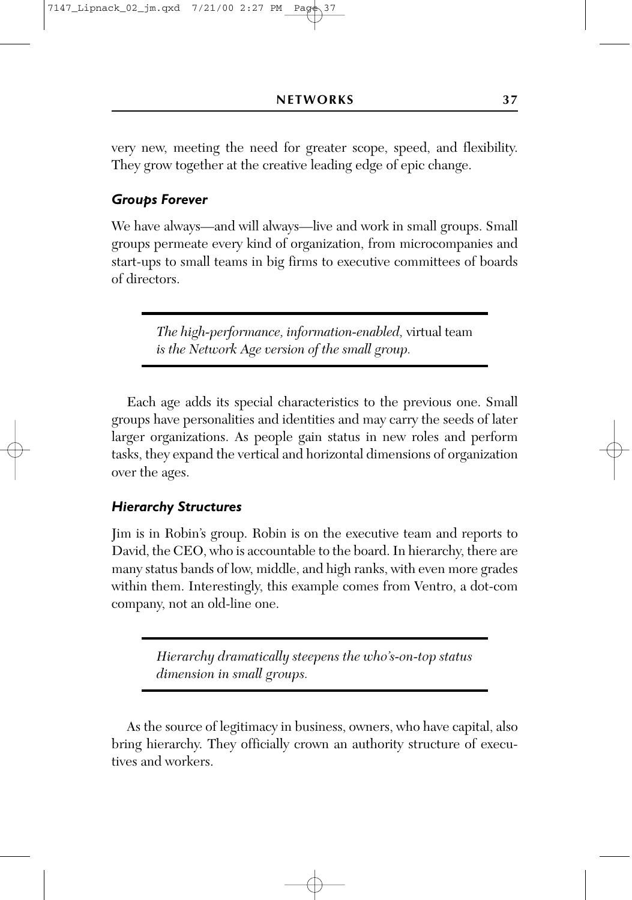very new, meeting the need for greater scope, speed, and flexibility. They grow together at the creative leading edge of epic change.

### *Groups Forever*

We have always—and will always—live and work in small groups. Small groups permeate every kind of organization, from microcompanies and start-ups to small teams in big firms to executive committees of boards of directors.

> *The high-performance, information-enabled,* virtual team *is the Network Age version of the small group.*

Each age adds its special characteristics to the previous one. Small groups have personalities and identities and may carry the seeds of later larger organizations. As people gain status in new roles and perform tasks, they expand the vertical and horizontal dimensions of organization over the ages.

### *Hierarchy Structures*

Jim is in Robin's group. Robin is on the executive team and reports to David, the CEO, who is accountable to the board. In hierarchy, there are many status bands of low, middle, and high ranks, with even more grades within them. Interestingly, this example comes from Ventro, a dot-com company, not an old-line one.

> *Hierarchy dramatically steepens the who's-on-top status dimension in small groups.*

As the source of legitimacy in business, owners, who have capital, also bring hierarchy. They officially crown an authority structure of executives and workers.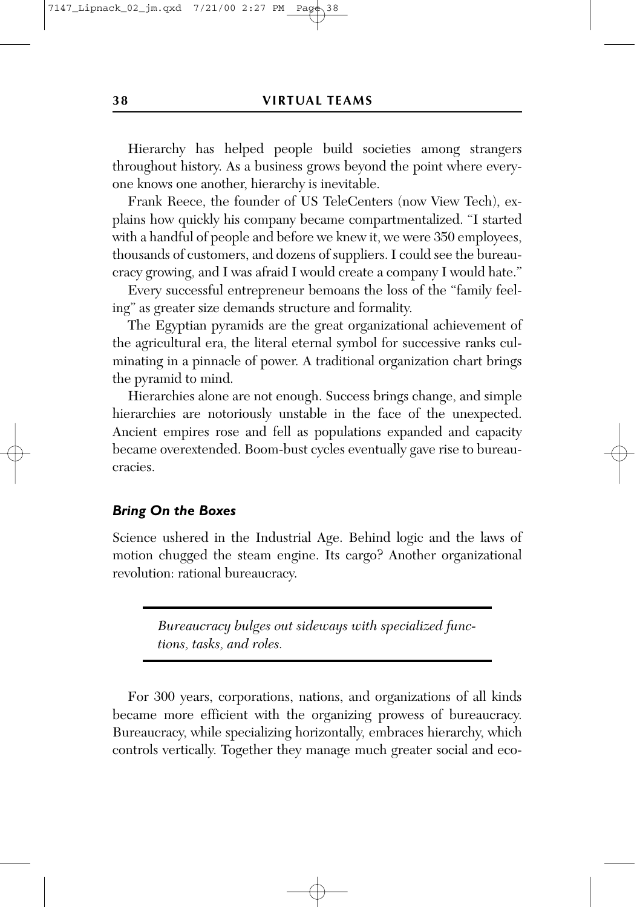Hierarchy has helped people build societies among strangers throughout history. As a business grows beyond the point where everyone knows one another, hierarchy is inevitable.

Frank Reece, the founder of US TeleCenters (now View Tech), explains how quickly his company became compartmentalized. "I started with a handful of people and before we knew it, we were 350 employees, thousands of customers, and dozens of suppliers. I could see the bureaucracy growing, and I was afraid I would create a company I would hate."

Every successful entrepreneur bemoans the loss of the "family feeling" as greater size demands structure and formality.

The Egyptian pyramids are the great organizational achievement of the agricultural era, the literal eternal symbol for successive ranks culminating in a pinnacle of power. A traditional organization chart brings the pyramid to mind.

Hierarchies alone are not enough. Success brings change, and simple hierarchies are notoriously unstable in the face of the unexpected. Ancient empires rose and fell as populations expanded and capacity became overextended. Boom-bust cycles eventually gave rise to bureaucracies.

### *Bring On the Boxes*

Science ushered in the Industrial Age. Behind logic and the laws of motion chugged the steam engine. Its cargo? Another organizational revolution: rational bureaucracy.

> *Bureaucracy bulges out sideways with specialized functions, tasks, and roles.*

For 300 years, corporations, nations, and organizations of all kinds became more efficient with the organizing prowess of bureaucracy. Bureaucracy, while specializing horizontally, embraces hierarchy, which controls vertically. Together they manage much greater social and eco-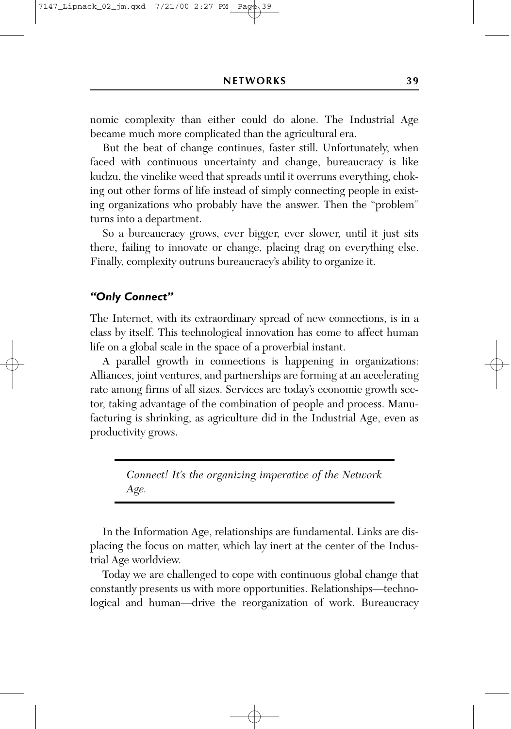nomic complexity than either could do alone. The Industrial Age became much more complicated than the agricultural era.

But the beat of change continues, faster still. Unfortunately, when faced with continuous uncertainty and change, bureaucracy is like kudzu, the vinelike weed that spreads until it overruns everything, choking out other forms of life instead of simply connecting people in existing organizations who probably have the answer. Then the "problem" turns into a department.

So a bureaucracy grows, ever bigger, ever slower, until it just sits there, failing to innovate or change, placing drag on everything else. Finally, complexity outruns bureaucracy's ability to organize it.

### *"Only Connect"*

The Internet, with its extraordinary spread of new connections, is in a class by itself. This technological innovation has come to affect human life on a global scale in the space of a proverbial instant.

A parallel growth in connections is happening in organizations: Alliances, joint ventures, and partnerships are forming at an accelerating rate among firms of all sizes. Services are today's economic growth sector, taking advantage of the combination of people and process. Manufacturing is shrinking, as agriculture did in the Industrial Age, even as productivity grows.

> *Connect! It's the organizing imperative of the Network Age.*

In the Information Age, relationships are fundamental. Links are displacing the focus on matter, which lay inert at the center of the Industrial Age worldview.

Today we are challenged to cope with continuous global change that constantly presents us with more opportunities. Relationships—technological and human—drive the reorganization of work. Bureaucracy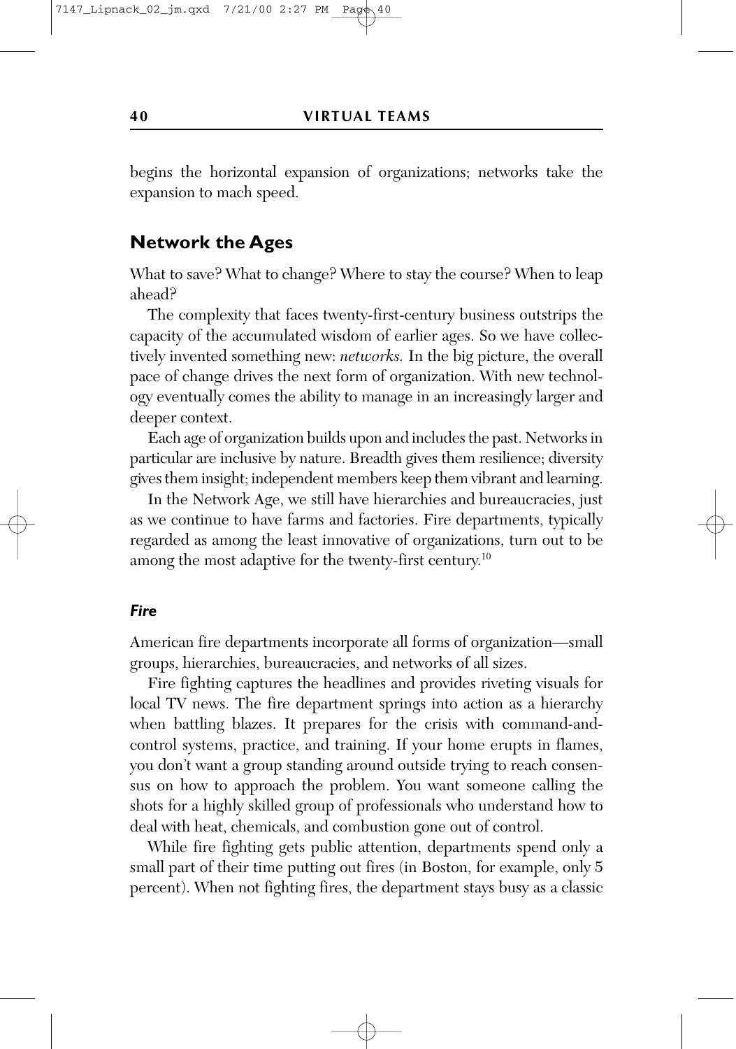begins the horizontal expansion of organizations; networks take the expansion to mach speed.

## Network the Ages

What to save? What to change? Where to stay the course? When to leap ahead?

The complexity that faces twenty-first-century business outstrips the capacity of the accumulated wisdom of earlier ages. So we have collectively invented something new: *networks.* In the big picture, the overall pace of change drives the next form of organization. With new technology eventually comes the ability to manage in an increasingly larger and deeper context.

Each age of organization builds upon and includes the past. Networks in particular are inclusive by nature. Breadth gives them resilience; diversity gives them insight; independent members keep them vibrant and learning.

In the Network Age, we still have hierarchies and bureaucracies, just as we continue to have farms and factories. Fire departments, typically regarded as among the least innovative of organizations, turn out to be among the most adaptive for the twenty-first century.[10]

### *Fire*

American fire departments incorporate all forms of organization—small groups, hierarchies, bureaucracies, and networks of all sizes.

Fire fighting captures the headlines and provides riveting visuals for local TV news. The fire department springs into action as a hierarchy when battling blazes. It prepares for the crisis with command-and-control systems, practice, and training. If your home erupts in flames, you don't want a group standing around outside trying to reach consensus on how to approach the problem. You want someone calling the shots for a highly skilled group of professionals who understand how to deal with heat, chemicals, and combustion gone out of control.

While fire fighting gets public attention, departments spend only a small part of their time putting out fires (in Boston, for example, only 5 percent). When not fighting fires, the department stays busy as a classic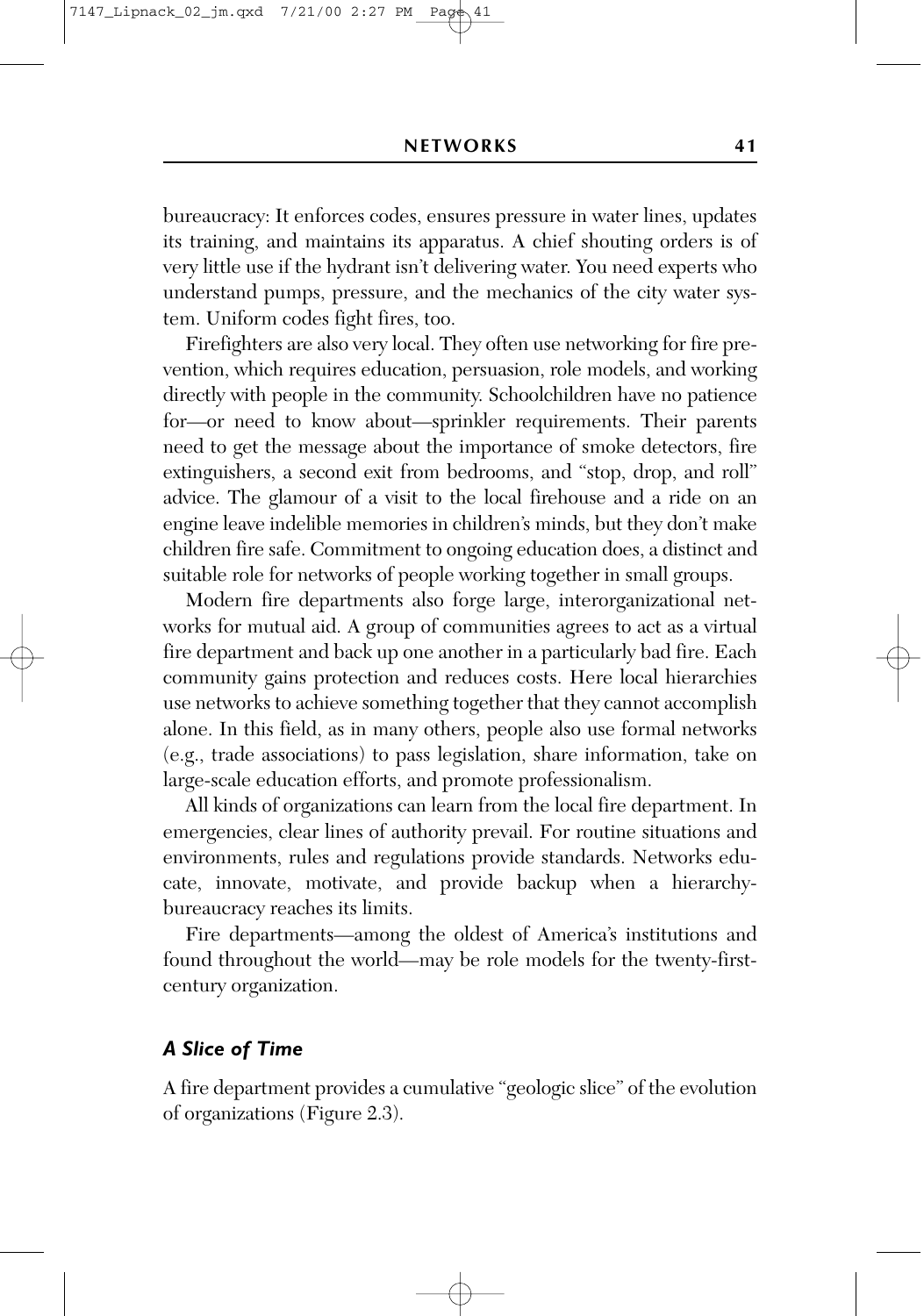bureaucracy: It enforces codes, ensures pressure in water lines, updates its training, and maintains its apparatus. A chief shouting orders is of very little use if the hydrant isn't delivering water. You need experts who understand pumps, pressure, and the mechanics of the city water system. Uniform codes fight fires, too.

Firefighters are also very local. They often use networking for fire prevention, which requires education, persuasion, role models, and working directly with people in the community. Schoolchildren have no patience for—or need to know about—sprinkler requirements. Their parents need to get the message about the importance of smoke detectors, fire extinguishers, a second exit from bedrooms, and "stop, drop, and roll" advice. The glamour of a visit to the local firehouse and a ride on an engine leave indelible memories in children's minds, but they don't make children fire safe. Commitment to ongoing education does, a distinct and suitable role for networks of people working together in small groups.

Modern fire departments also forge large, interorganizational networks for mutual aid. A group of communities agrees to act as a virtual fire department and back up one another in a particularly bad fire. Each community gains protection and reduces costs. Here local hierarchies use networks to achieve something together that they cannot accomplish alone. In this field, as in many others, people also use formal networks (e.g., trade associations) to pass legislation, share information, take on large-scale education efforts, and promote professionalism.

All kinds of organizations can learn from the local fire department. In emergencies, clear lines of authority prevail. For routine situations and environments, rules and regulations provide standards. Networks educate, innovate, motivate, and provide backup when a hierarchy-bureaucracy reaches its limits.

Fire departments—among the oldest of America's institutions and found throughout the world—may be role models for the twenty-first-century organization.

### *A Slice of Time*

A fire department provides a cumulative "geologic slice" of the evolution of organizations (Figure 2.3).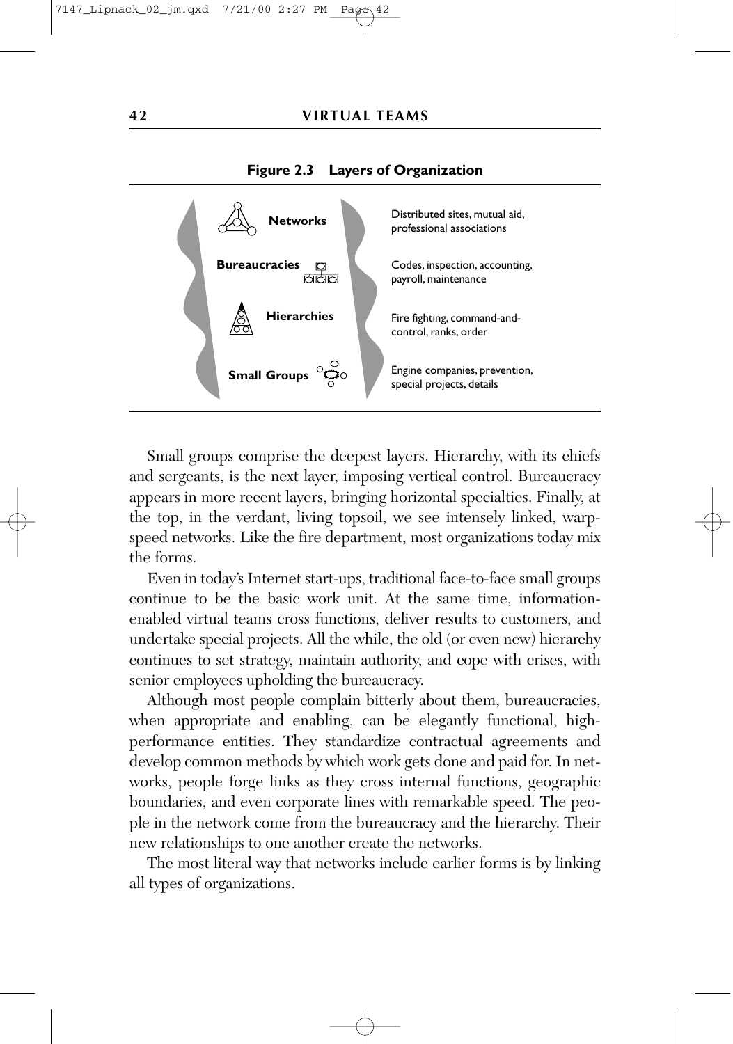**Figure 2.3 Layers of Organization**

| Layer | Examples |
| --- | --- |
| **Networks** | Distributed sites, mutual aid, professional associations |
| **Bureaucracies** | Codes, inspection, accounting, payroll, maintenance |
| **Hierarchies** | Fire fighting, command-and-control, ranks, order |
| **Small Groups** | Engine companies, prevention, special projects, details |

Small groups comprise the deepest layers. Hierarchy, with its chiefs and sergeants, is the next layer, imposing vertical control. Bureaucracy appears in more recent layers, bringing horizontal specialties. Finally, at the top, in the verdant, living topsoil, we see intensely linked, warp-speed networks. Like the fire department, most organizations today mix the forms.

Even in today's Internet start-ups, traditional face-to-face small groups continue to be the basic work unit. At the same time, information-enabled virtual teams cross functions, deliver results to customers, and undertake special projects. All the while, the old (or even new) hierarchy continues to set strategy, maintain authority, and cope with crises, with senior employees upholding the bureaucracy.

Although most people complain bitterly about them, bureaucracies, when appropriate and enabling, can be elegantly functional, high-performance entities. They standardize contractual agreements and develop common methods by which work gets done and paid for. In networks, people forge links as they cross internal functions, geographic boundaries, and even corporate lines with remarkable speed. The people in the network come from the bureaucracy and the hierarchy. Their new relationships to one another create the networks.

The most literal way that networks include earlier forms is by linking all types of organizations.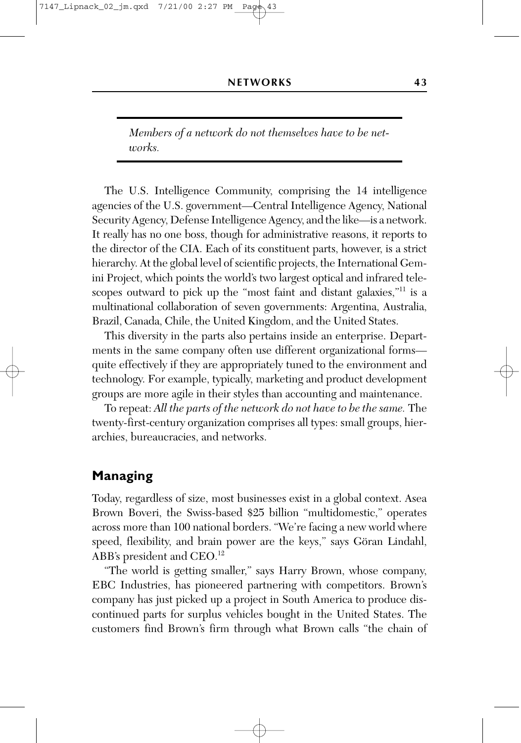*Members of a network do not themselves have to be networks.*

The U.S. Intelligence Community, comprising the 14 intelligence agencies of the U.S. government—Central Intelligence Agency, National Security Agency, Defense Intelligence Agency, and the like—is a network. It really has no one boss, though for administrative reasons, it reports to the director of the CIA. Each of its constituent parts, however, is a strict hierarchy. At the global level of scientific projects, the International Gemini Project, which points the world's two largest optical and infrared telescopes outward to pick up the "most faint and distant galaxies,"[11] is a multinational collaboration of seven governments: Argentina, Australia, Brazil, Canada, Chile, the United Kingdom, and the United States.

This diversity in the parts also pertains inside an enterprise. Departments in the same company often use different organizational forms—quite effectively if they are appropriately tuned to the environment and technology. For example, typically, marketing and product development groups are more agile in their styles than accounting and maintenance.

To repeat: *All the parts of the network do not have to be the same.* The twenty-first-century organization comprises all types: small groups, hierarchies, bureaucracies, and networks.

## Managing

Today, regardless of size, most businesses exist in a global context. Asea Brown Boveri, the Swiss-based $25 billion "multidomestic," operates across more than 100 national borders. "We're facing a new world where speed, flexibility, and brain power are the keys," says Göran Lindahl, ABB's president and CEO.[12]

"The world is getting smaller," says Harry Brown, whose company, EBC Industries, has pioneered partnering with competitors. Brown's company has just picked up a project in South America to produce discontinued parts for surplus vehicles bought in the United States. The customers find Brown's firm through what Brown calls "the chain of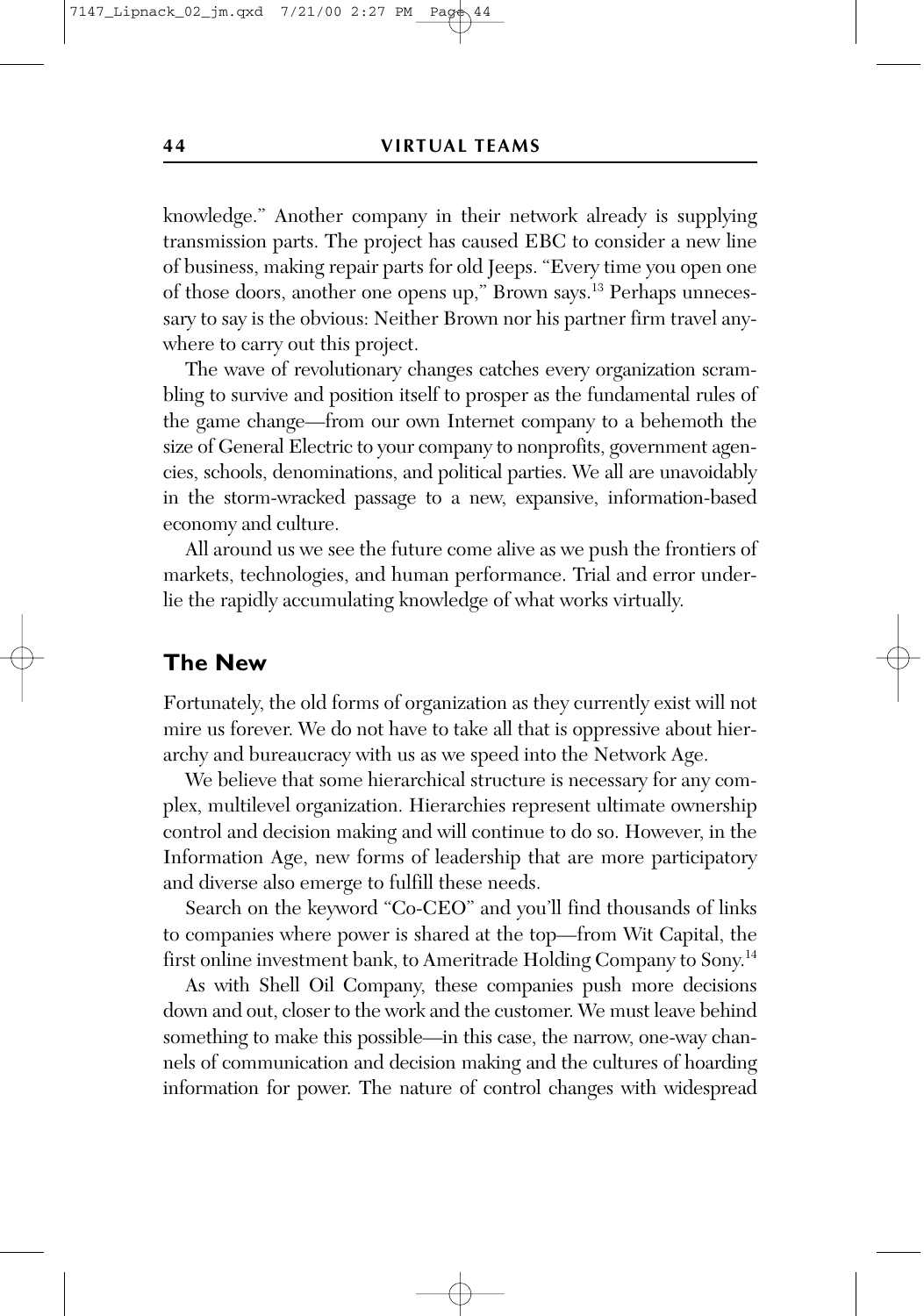knowledge." Another company in their network already is supplying transmission parts. The project has caused EBC to consider a new line of business, making repair parts for old Jeeps. "Every time you open one of those doors, another one opens up," Brown says.[13] Perhaps unnecessary to say is the obvious: Neither Brown nor his partner firm travel anywhere to carry out this project.

The wave of revolutionary changes catches every organization scrambling to survive and position itself to prosper as the fundamental rules of the game change—from our own Internet company to a behemoth the size of General Electric to your company to nonprofits, government agencies, schools, denominations, and political parties. We all are unavoidably in the storm-wracked passage to a new, expansive, information-based economy and culture.

All around us we see the future come alive as we push the frontiers of markets, technologies, and human performance. Trial and error underlie the rapidly accumulating knowledge of what works virtually.

## The New

Fortunately, the old forms of organization as they currently exist will not mire us forever. We do not have to take all that is oppressive about hierarchy and bureaucracy with us as we speed into the Network Age.

We believe that some hierarchical structure is necessary for any complex, multilevel organization. Hierarchies represent ultimate ownership control and decision making and will continue to do so. However, in the Information Age, new forms of leadership that are more participatory and diverse also emerge to fulfill these needs.

Search on the keyword "Co-CEO" and you'll find thousands of links to companies where power is shared at the top—from Wit Capital, the first online investment bank, to Ameritrade Holding Company to Sony.[14]

As with Shell Oil Company, these companies push more decisions down and out, closer to the work and the customer. We must leave behind something to make this possible—in this case, the narrow, one-way channels of communication and decision making and the cultures of hoarding information for power. The nature of control changes with widespread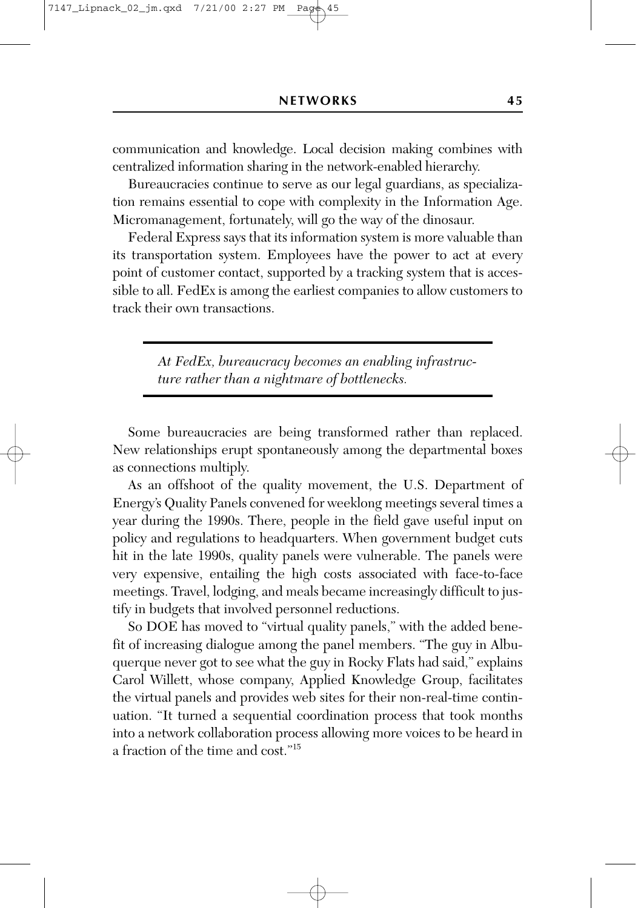communication and knowledge. Local decision making combines with centralized information sharing in the network-enabled hierarchy.

Bureaucracies continue to serve as our legal guardians, as specialization remains essential to cope with complexity in the Information Age. Micromanagement, fortunately, will go the way of the dinosaur.

Federal Express says that its information system is more valuable than its transportation system. Employees have the power to act at every point of customer contact, supported by a tracking system that is accessible to all. FedEx is among the earliest companies to allow customers to track their own transactions.

> *At FedEx, bureaucracy becomes an enabling infrastructure rather than a nightmare of bottlenecks.*

Some bureaucracies are being transformed rather than replaced. New relationships erupt spontaneously among the departmental boxes as connections multiply.

As an offshoot of the quality movement, the U.S. Department of Energy's Quality Panels convened for weeklong meetings several times a year during the 1990s. There, people in the field gave useful input on policy and regulations to headquarters. When government budget cuts hit in the late 1990s, quality panels were vulnerable. The panels were very expensive, entailing the high costs associated with face-to-face meetings. Travel, lodging, and meals became increasingly difficult to justify in budgets that involved personnel reductions.

So DOE has moved to "virtual quality panels," with the added benefit of increasing dialogue among the panel members. "The guy in Albuquerque never got to see what the guy in Rocky Flats had said," explains Carol Willett, whose company, Applied Knowledge Group, facilitates the virtual panels and provides web sites for their non-real-time continuation. "It turned a sequential coordination process that took months into a network collaboration process allowing more voices to be heard in a fraction of the time and cost."[15]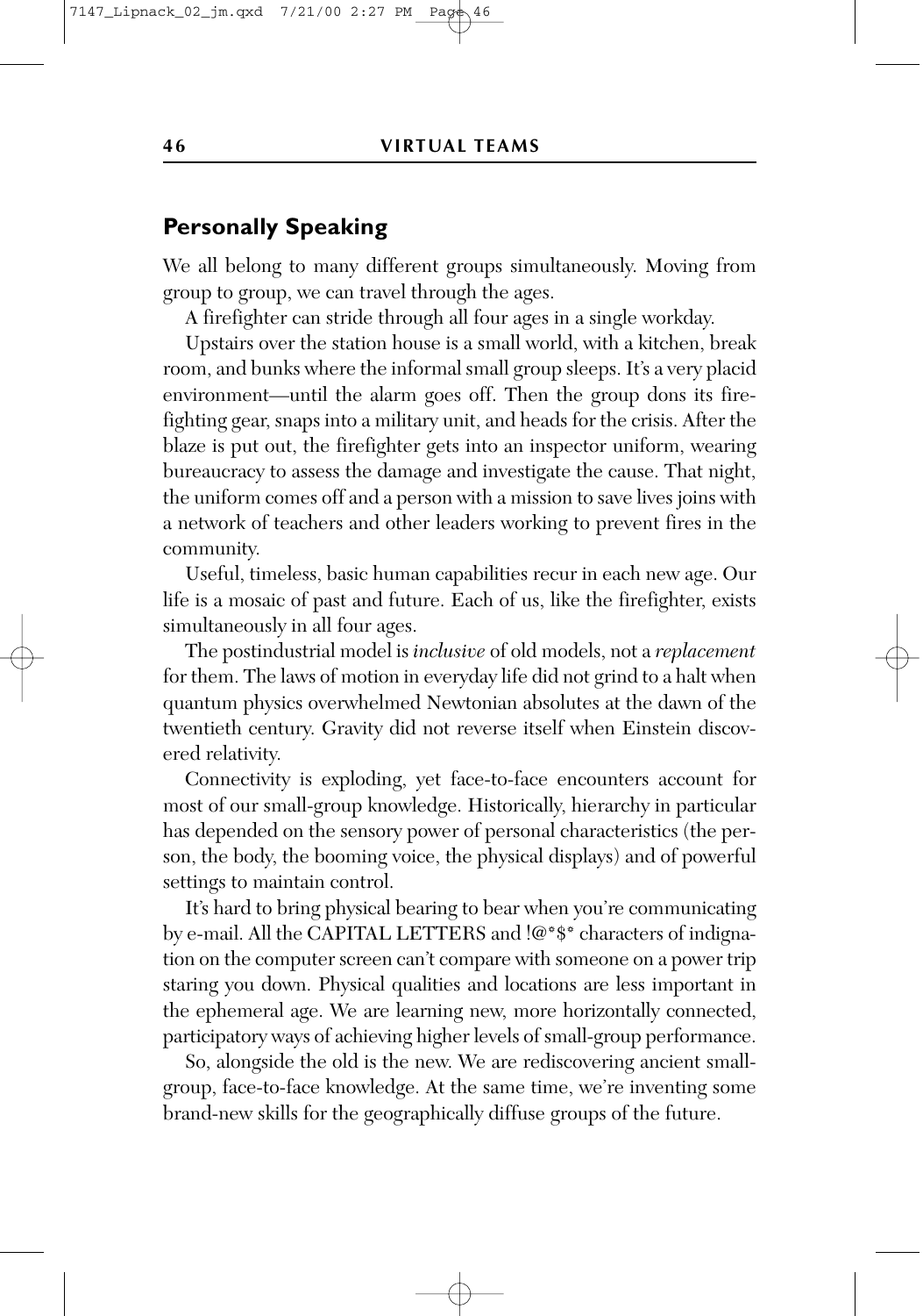## Personally Speaking

We all belong to many different groups simultaneously. Moving from group to group, we can travel through the ages.

A firefighter can stride through all four ages in a single workday.

Upstairs over the station house is a small world, with a kitchen, break room, and bunks where the informal small group sleeps. It's a very placid environment—until the alarm goes off. Then the group dons its firefighting gear, snaps into a military unit, and heads for the crisis. After the blaze is put out, the firefighter gets into an inspector uniform, wearing bureaucracy to assess the damage and investigate the cause. That night, the uniform comes off and a person with a mission to save lives joins with a network of teachers and other leaders working to prevent fires in the community.

Useful, timeless, basic human capabilities recur in each new age. Our life is a mosaic of past and future. Each of us, like the firefighter, exists simultaneously in all four ages.

The postindustrial model is *inclusive* of old models, not a *replacement* for them. The laws of motion in everyday life did not grind to a halt when quantum physics overwhelmed Newtonian absolutes at the dawn of the twentieth century. Gravity did not reverse itself when Einstein discovered relativity.

Connectivity is exploding, yet face-to-face encounters account for most of our small-group knowledge. Historically, hierarchy in particular has depended on the sensory power of personal characteristics (the person, the body, the booming voice, the physical displays) and of powerful settings to maintain control.

It's hard to bring physical bearing to bear when you're communicating by e-mail. All the CAPITAL LETTERS and !@*$* characters of indignation on the computer screen can't compare with someone on a power trip staring you down. Physical qualities and locations are less important in the ephemeral age. We are learning new, more horizontally connected, participatory ways of achieving higher levels of small-group performance.

So, alongside the old is the new. We are rediscovering ancient small-group, face-to-face knowledge. At the same time, we're inventing some brand-new skills for the geographically diffuse groups of the future.